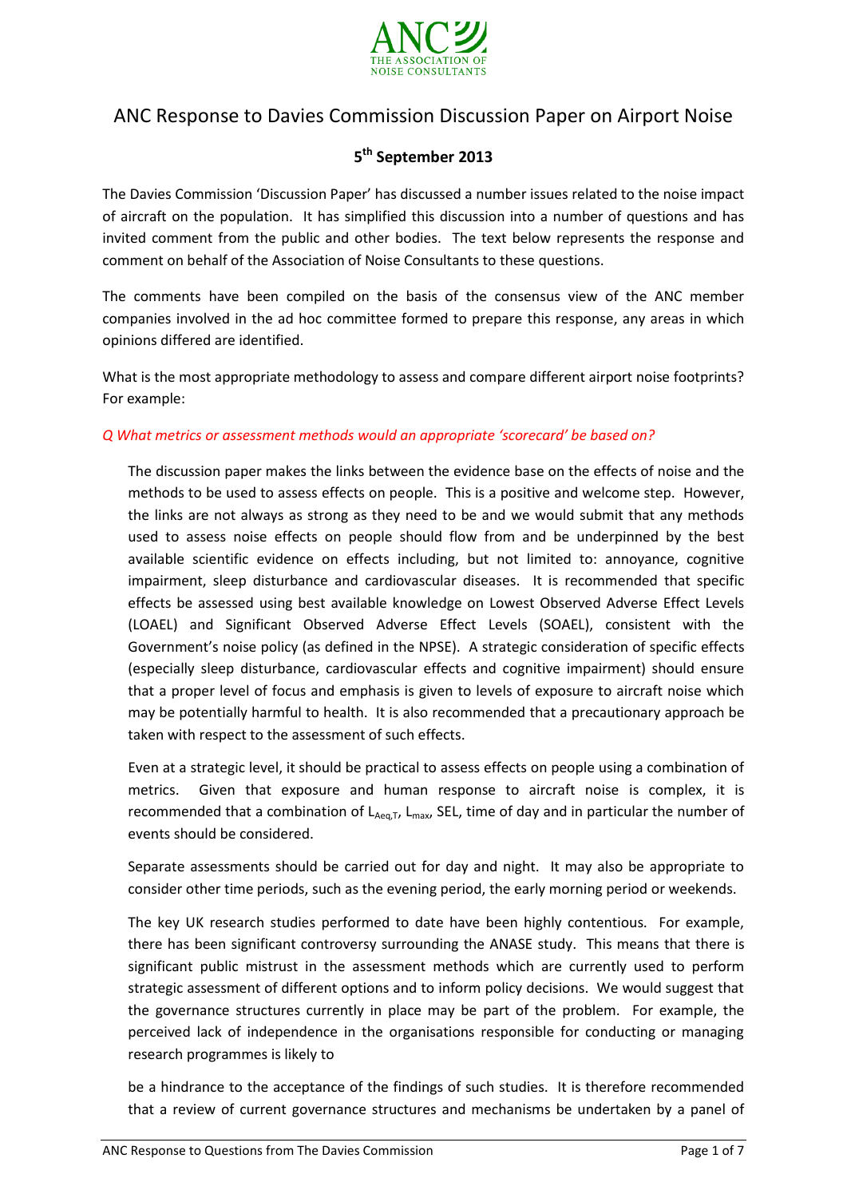ANC

THE ASSOCIATION OF NOISE CONSULTANTS

# ANC Response to Davies Commission Discussion Paper on Airport Noise

## 5th September 2013

The Davies Commission 'Discussion Paper' has discussed a number issues related to the noise impact of aircraft on the population. It has simplified this discussion into a number of questions and has invited comment from the public and other bodies. The text below represents the response and comment on behalf of the Association of Noise Consultants to these questions.

The comments have been compiled on the basis of the consensus view of the ANC member companies involved in the ad hoc committee formed to prepare this response, any areas in which opinions differed are identified.

What is the most appropriate methodology to assess and compare different airport noise footprints? For example:

*Q What metrics or assessment methods would an appropriate 'scorecard' be based on?*

The discussion paper makes the links between the evidence base on the effects of noise and the methods to be used to assess effects on people. This is a positive and welcome step. However, the links are not always as strong as they need to be and we would submit that any methods used to assess noise effects on people should flow from and be underpinned by the best available scientific evidence on effects including, but not limited to: annoyance, cognitive impairment, sleep disturbance and cardiovascular diseases. It is recommended that specific effects be assessed using best available knowledge on Lowest Observed Adverse Effect Levels (LOAEL) and Significant Observed Adverse Effect Levels (SOAEL), consistent with the Government's noise policy (as defined in the NPSE). A strategic consideration of specific effects (especially sleep disturbance, cardiovascular effects and cognitive impairment) should ensure that a proper level of focus and emphasis is given to levels of exposure to aircraft noise which may be potentially harmful to health. It is also recommended that a precautionary approach be taken with respect to the assessment of such effects.

Even at a strategic level, it should be practical to assess effects on people using a combination of metrics. Given that exposure and human response to aircraft noise is complex, it is recommended that a combination of $L_{Aeq,T}$, $L_{max}$, SEL, time of day and in particular the number of events should be considered.

Separate assessments should be carried out for day and night. It may also be appropriate to consider other time periods, such as the evening period, the early morning period or weekends.

The key UK research studies performed to date have been highly contentious. For example, there has been significant controversy surrounding the ANASE study. This means that there is significant public mistrust in the assessment methods which are currently used to perform strategic assessment of different options and to inform policy decisions. We would suggest that the governance structures currently in place may be part of the problem. For example, the perceived lack of independence in the organisations responsible for conducting or managing research programmes is likely to be a hindrance to the acceptance of the findings of such studies. It is therefore recommended that a review of current governance structures and mechanisms be undertaken by a panel of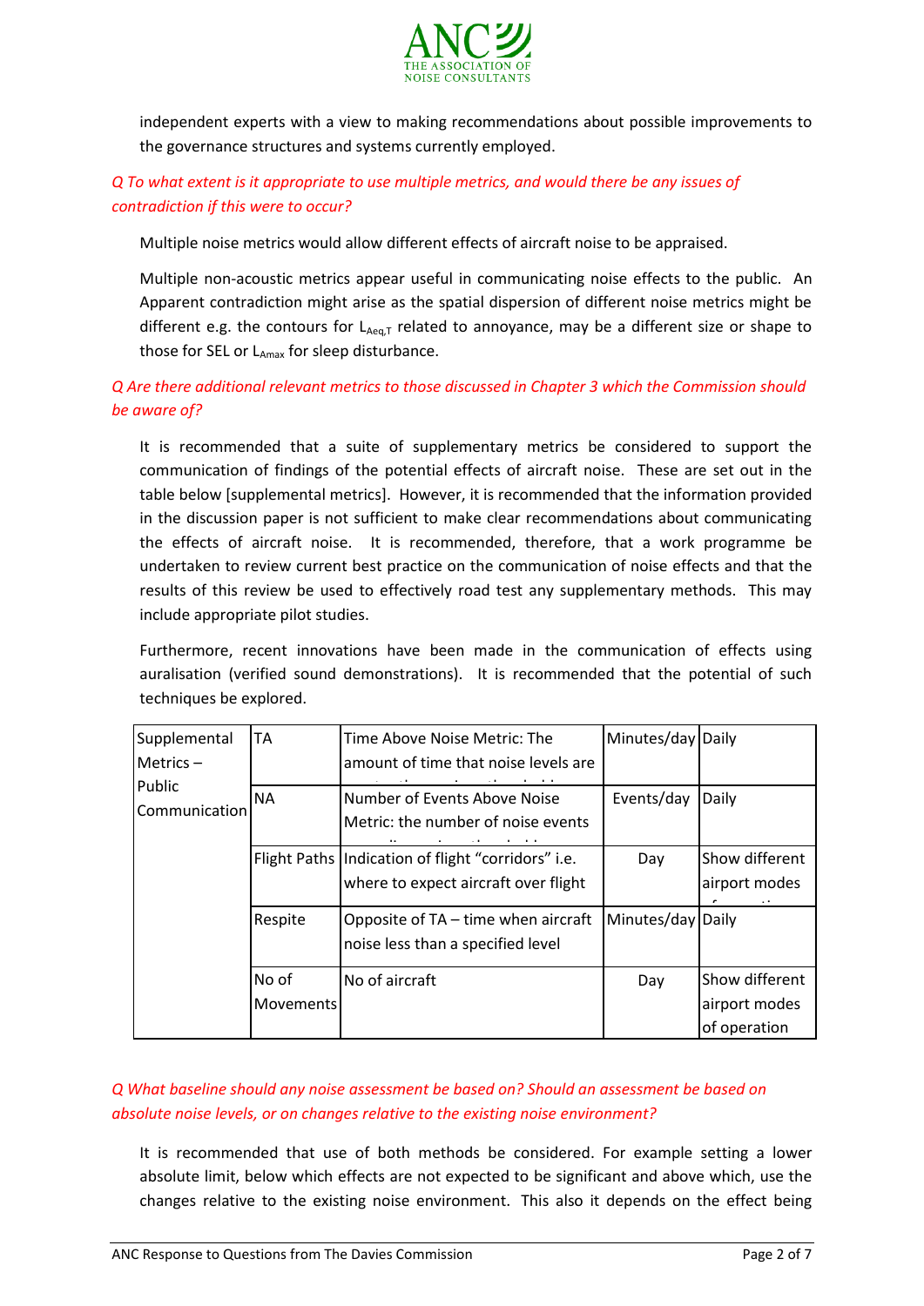independent experts with a view to making recommendations about possible improvements to the governance structures and systems currently employed.

*Q To what extent is it appropriate to use multiple metrics, and would there be any issues of contradiction if this were to occur?*

Multiple noise metrics would allow different effects of aircraft noise to be appraised.

Multiple non-acoustic metrics appear useful in communicating noise effects to the public. An Apparent contradiction might arise as the spatial dispersion of different noise metrics might be different e.g. the contours for $L_{Aeq,T}$ related to annoyance, may be a different size or shape to those for SEL or $L_{Amax}$ for sleep disturbance.

*Q Are there additional relevant metrics to those discussed in Chapter 3 which the Commission should be aware of?*

It is recommended that a suite of supplementary metrics be considered to support the communication of findings of the potential effects of aircraft noise. These are set out in the table below [supplemental metrics]. However, it is recommended that the information provided in the discussion paper is not sufficient to make clear recommendations about communicating the effects of aircraft noise. It is recommended, therefore, that a work programme be undertaken to review current best practice on the communication of noise effects and that the results of this review be used to effectively road test any supplementary methods. This may include appropriate pilot studies.

Furthermore, recent innovations have been made in the communication of effects using auralisation (verified sound demonstrations). It is recommended that the potential of such techniques be explored.

| Supplemental Metrics – Public Communication | TA | Time Above Noise Metric: The amount of time that noise levels are ... | Minutes/day | Daily |
|---|---|---|---|---|
| | NA | Number of Events Above Noise Metric: the number of noise events ... | Events/day | Daily |
| | Flight Paths | Indication of flight "corridors" i.e. where to expect aircraft over flight | Day | Show different airport modes ... |
| | Respite | Opposite of TA – time when aircraft noise less than a specified level | Minutes/day | Daily |
| | No of Movements | No of aircraft | Day | Show different airport modes of operation |

*Q What baseline should any noise assessment be based on? Should an assessment be based on absolute noise levels, or on changes relative to the existing noise environment?*

It is recommended that use of both methods be considered. For example setting a lower absolute limit, below which effects are not expected to be significant and above which, use the changes relative to the existing noise environment. This also it depends on the effect being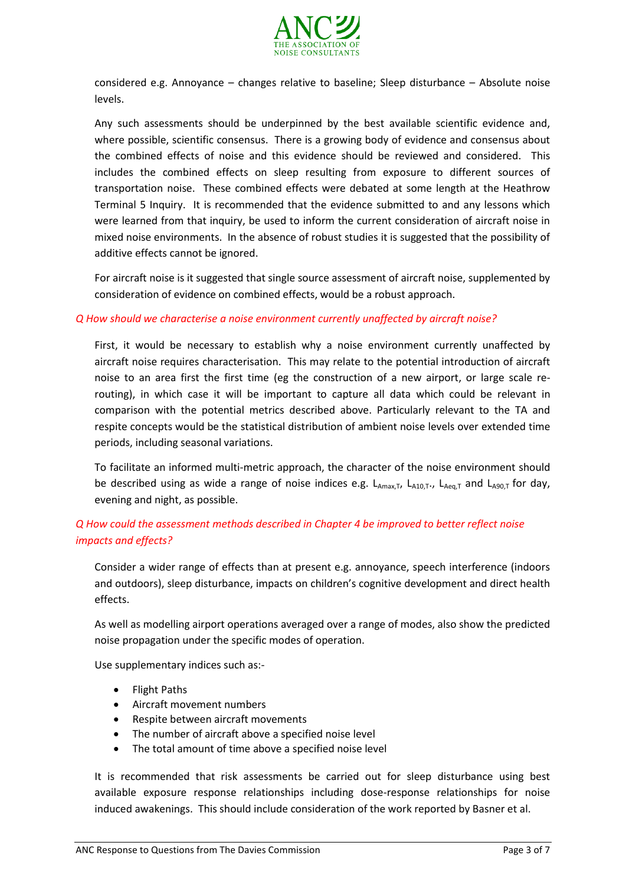considered e.g. Annoyance – changes relative to baseline; Sleep disturbance – Absolute noise levels.

Any such assessments should be underpinned by the best available scientific evidence and, where possible, scientific consensus. There is a growing body of evidence and consensus about the combined effects of noise and this evidence should be reviewed and considered. This includes the combined effects on sleep resulting from exposure to different sources of transportation noise. These combined effects were debated at some length at the Heathrow Terminal 5 Inquiry. It is recommended that the evidence submitted to and any lessons which were learned from that inquiry, be used to inform the current consideration of aircraft noise in mixed noise environments. In the absence of robust studies it is suggested that the possibility of additive effects cannot be ignored.

For aircraft noise is it suggested that single source assessment of aircraft noise, supplemented by consideration of evidence on combined effects, would be a robust approach.

*Q How should we characterise a noise environment currently unaffected by aircraft noise?*

First, it would be necessary to establish why a noise environment currently unaffected by aircraft noise requires characterisation. This may relate to the potential introduction of aircraft noise to an area first the first time (eg the construction of a new airport, or large scale re-routing), in which case it will be important to capture all data which could be relevant in comparison with the potential metrics described above. Particularly relevant to the TA and respite concepts would be the statistical distribution of ambient noise levels over extended time periods, including seasonal variations.

To facilitate an informed multi-metric approach, the character of the noise environment should be described using as wide a range of noise indices e.g. $L_{Amax,T}$, $L_{A10,T}$., $L_{Aeq,T}$ and $L_{A90,T}$ for day, evening and night, as possible.

*Q How could the assessment methods described in Chapter 4 be improved to better reflect noise impacts and effects?*

Consider a wider range of effects than at present e.g. annoyance, speech interference (indoors and outdoors), sleep disturbance, impacts on children's cognitive development and direct health effects.

As well as modelling airport operations averaged over a range of modes, also show the predicted noise propagation under the specific modes of operation.

Use supplementary indices such as:-

- Flight Paths
- Aircraft movement numbers
- Respite between aircraft movements
- The number of aircraft above a specified noise level
- The total amount of time above a specified noise level

It is recommended that risk assessments be carried out for sleep disturbance using best available exposure response relationships including dose-response relationships for noise induced awakenings. This should include consideration of the work reported by Basner et al.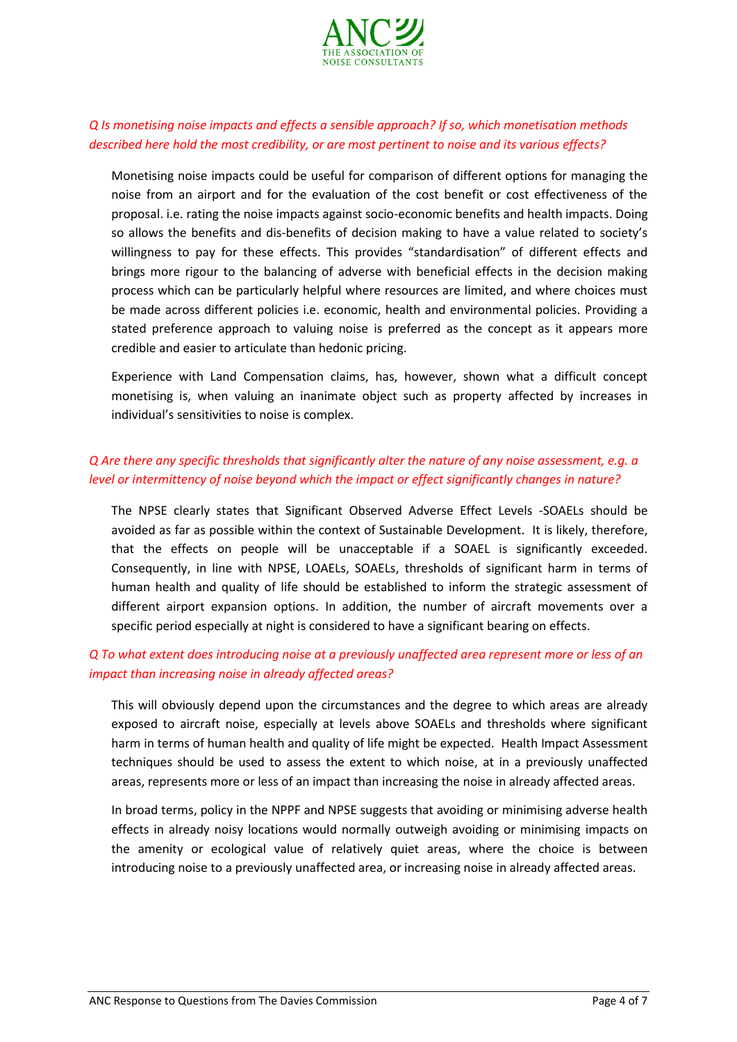*Q Is monetising noise impacts and effects a sensible approach? If so, which monetisation methods described here hold the most credibility, or are most pertinent to noise and its various effects?*

Monetising noise impacts could be useful for comparison of different options for managing the noise from an airport and for the evaluation of the cost benefit or cost effectiveness of the proposal. i.e. rating the noise impacts against socio-economic benefits and health impacts. Doing so allows the benefits and dis-benefits of decision making to have a value related to society's willingness to pay for these effects. This provides "standardisation" of different effects and brings more rigour to the balancing of adverse with beneficial effects in the decision making process which can be particularly helpful where resources are limited, and where choices must be made across different policies i.e. economic, health and environmental policies. Providing a stated preference approach to valuing noise is preferred as the concept as it appears more credible and easier to articulate than hedonic pricing.

Experience with Land Compensation claims, has, however, shown what a difficult concept monetising is, when valuing an inanimate object such as property affected by increases in individual's sensitivities to noise is complex.

*Q Are there any specific thresholds that significantly alter the nature of any noise assessment, e.g. a level or intermittency of noise beyond which the impact or effect significantly changes in nature?*

The NPSE clearly states that Significant Observed Adverse Effect Levels -SOAELs should be avoided as far as possible within the context of Sustainable Development. It is likely, therefore, that the effects on people will be unacceptable if a SOAEL is significantly exceeded. Consequently, in line with NPSE, LOAELs, SOAELs, thresholds of significant harm in terms of human health and quality of life should be established to inform the strategic assessment of different airport expansion options. In addition, the number of aircraft movements over a specific period especially at night is considered to have a significant bearing on effects.

*Q To what extent does introducing noise at a previously unaffected area represent more or less of an impact than increasing noise in already affected areas?*

This will obviously depend upon the circumstances and the degree to which areas are already exposed to aircraft noise, especially at levels above SOAELs and thresholds where significant harm in terms of human health and quality of life might be expected. Health Impact Assessment techniques should be used to assess the extent to which noise, at in a previously unaffected areas, represents more or less of an impact than increasing the noise in already affected areas.

In broad terms, policy in the NPPF and NPSE suggests that avoiding or minimising adverse health effects in already noisy locations would normally outweigh avoiding or minimising impacts on the amenity or ecological value of relatively quiet areas, where the choice is between introducing noise to a previously unaffected area, or increasing noise in already affected areas.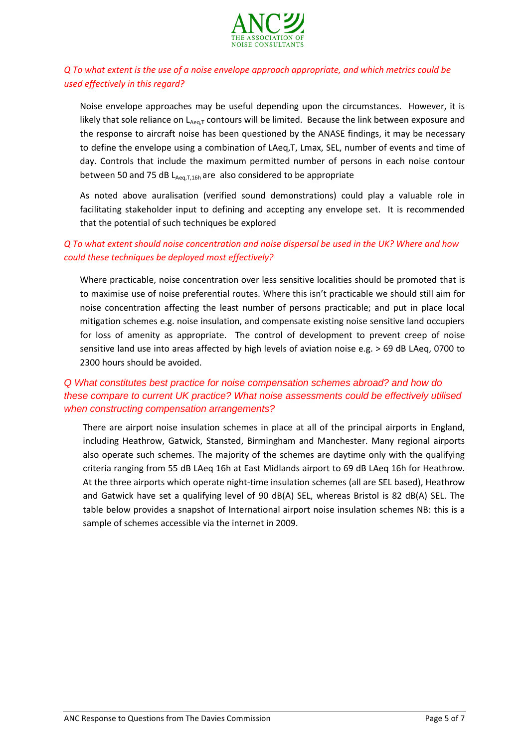*Q To what extent is the use of a noise envelope approach appropriate, and which metrics could be used effectively in this regard?*

Noise envelope approaches may be useful depending upon the circumstances. However, it is likely that sole reliance on $L_{Aeq,T}$ contours will be limited. Because the link between exposure and the response to aircraft noise has been questioned by the ANASE findings, it may be necessary to define the envelope using a combination of LAeq,T, Lmax, SEL, number of events and time of day. Controls that include the maximum permitted number of persons in each noise contour between 50 and 75 dB $L_{Aeq,T,16h}$ are also considered to be appropriate

As noted above auralisation (verified sound demonstrations) could play a valuable role in facilitating stakeholder input to defining and accepting any envelope set. It is recommended that the potential of such techniques be explored

*Q To what extent should noise concentration and noise dispersal be used in the UK? Where and how could these techniques be deployed most effectively?*

Where practicable, noise concentration over less sensitive localities should be promoted that is to maximise use of noise preferential routes. Where this isn't practicable we should still aim for noise concentration affecting the least number of persons practicable; and put in place local mitigation schemes e.g. noise insulation, and compensate existing noise sensitive land occupiers for loss of amenity as appropriate. The control of development to prevent creep of noise sensitive land use into areas affected by high levels of aviation noise e.g. > 69 dB LAeq, 0700 to 2300 hours should be avoided.

*Q What constitutes best practice for noise compensation schemes abroad? and how do these compare to current UK practice? What noise assessments could be effectively utilised when constructing compensation arrangements?*

There are airport noise insulation schemes in place at all of the principal airports in England, including Heathrow, Gatwick, Stansted, Birmingham and Manchester. Many regional airports also operate such schemes. The majority of the schemes are daytime only with the qualifying criteria ranging from 55 dB LAeq 16h at East Midlands airport to 69 dB LAeq 16h for Heathrow. At the three airports which operate night-time insulation schemes (all are SEL based), Heathrow and Gatwick have set a qualifying level of 90 dB(A) SEL, whereas Bristol is 82 dB(A) SEL. The table below provides a snapshot of International airport noise insulation schemes NB: this is a sample of schemes accessible via the internet in 2009.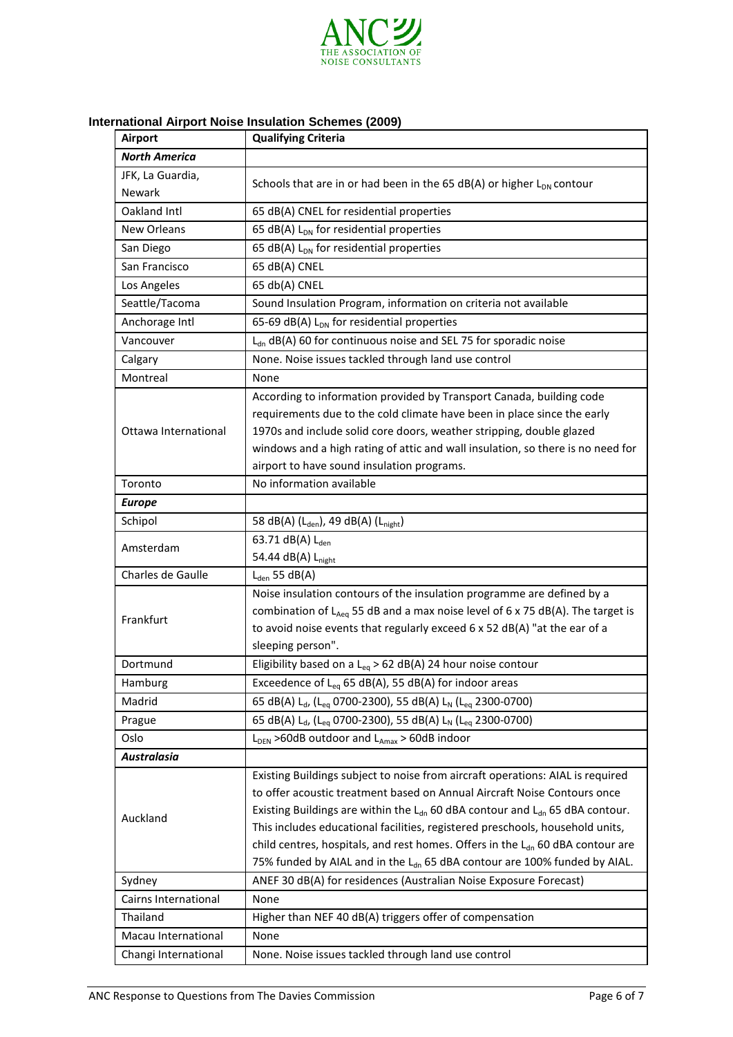**International Airport Noise Insulation Schemes (2009)**

| Airport | Qualifying Criteria |
|---|---|
| ***North America*** | |
| JFK, La Guardia, Newark | Schools that are in or had been in the 65 dB(A) or higher $L_{DN}$ contour |
| Oakland Intl | 65 dB(A) CNEL for residential properties |
| New Orleans | 65 dB(A) $L_{DN}$ for residential properties |
| San Diego | 65 dB(A) $L_{DN}$ for residential properties |
| San Francisco | 65 dB(A) CNEL |
| Los Angeles | 65 db(A) CNEL |
| Seattle/Tacoma | Sound Insulation Program, information on criteria not available |
| Anchorage Intl | 65-69 dB(A) $L_{DN}$ for residential properties |
| Vancouver | $L_{dn}$ dB(A) 60 for continuous noise and SEL 75 for sporadic noise |
| Calgary | None. Noise issues tackled through land use control |
| Montreal | None |
| Ottawa International | According to information provided by Transport Canada, building code requirements due to the cold climate have been in place since the early 1970s and include solid core doors, weather stripping, double glazed windows and a high rating of attic and wall insulation, so there is no need for airport to have sound insulation programs. |
| Toronto | No information available |
| ***Europe*** | |
| Schipol | 58 dB(A) ($L_{den}$), 49 dB(A) ($L_{night}$) |
| Amsterdam | 63.71 dB(A) $L_{den}$ 54.44 dB(A) $L_{night}$ |
| Charles de Gaulle | $L_{den}$ 55 dB(A) |
| Frankfurt | Noise insulation contours of the insulation programme are defined by a combination of $L_{Aeq}$ 55 dB and a max noise level of 6 x 75 dB(A). The target is to avoid noise events that regularly exceed 6 x 52 dB(A) "at the ear of a sleeping person". |
| Dortmund | Eligibility based on a $L_{eq}$ > 62 dB(A) 24 hour noise contour |
| Hamburg | Exceedence of $L_{eq}$ 65 dB(A), 55 dB(A) for indoor areas |
| Madrid | 65 dB(A) $L_d$, ($L_{eq}$ 0700-2300), 55 dB(A) $L_N$ ($L_{eq}$ 2300-0700) |
| Prague | 65 dB(A) $L_d$, ($L_{eq}$ 0700-2300), 55 dB(A) $L_N$ ($L_{eq}$ 2300-0700) |
| Oslo | $L_{DEN}$ >60dB outdoor and $L_{Amax}$ > 60dB indoor |
| ***Australasia*** | |
| Auckland | Existing Buildings subject to noise from aircraft operations: AIAL is required to offer acoustic treatment based on Annual Aircraft Noise Contours once Existing Buildings are within the $L_{dn}$ 60 dBA contour and $L_{dn}$ 65 dBA contour. This includes educational facilities, registered preschools, household units, child centres, hospitals, and rest homes. Offers in the $L_{dn}$ 60 dBA contour are 75% funded by AIAL and in the $L_{dn}$ 65 dBA contour are 100% funded by AIAL. |
| Sydney | ANEF 30 dB(A) for residences (Australian Noise Exposure Forecast) |
| Cairns International | None |
| Thailand | Higher than NEF 40 dB(A) triggers offer of compensation |
| Macau International | None |
| Changi International | None. Noise issues tackled through land use control |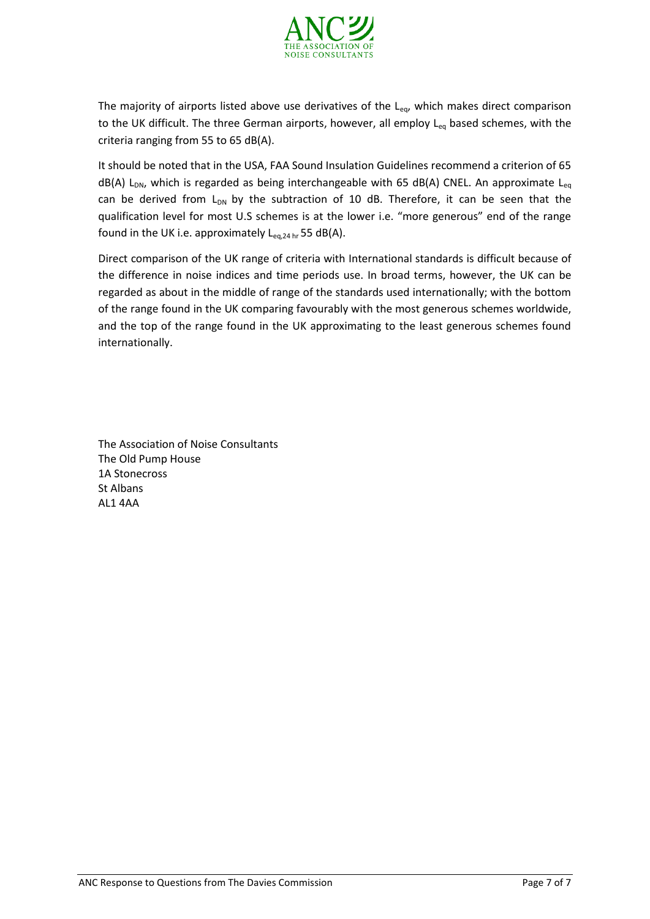The majority of airports listed above use derivatives of the $L_{eq}$, which makes direct comparison to the UK difficult. The three German airports, however, all employ $L_{eq}$ based schemes, with the criteria ranging from 55 to 65 dB(A).

It should be noted that in the USA, FAA Sound Insulation Guidelines recommend a criterion of 65 dB(A) $L_{DN}$, which is regarded as being interchangeable with 65 dB(A) CNEL. An approximate $L_{eq}$ can be derived from $L_{DN}$ by the subtraction of 10 dB. Therefore, it can be seen that the qualification level for most U.S schemes is at the lower i.e. "more generous" end of the range found in the UK i.e. approximately $L_{eq,24\,hr}$ 55 dB(A).

Direct comparison of the UK range of criteria with International standards is difficult because of the difference in noise indices and time periods use. In broad terms, however, the UK can be regarded as about in the middle of range of the standards used internationally; with the bottom of the range found in the UK comparing favourably with the most generous schemes worldwide, and the top of the range found in the UK approximating to the least generous schemes found internationally.

The Association of Noise Consultants
The Old Pump House
1A Stonecross
St Albans
AL1 4AA